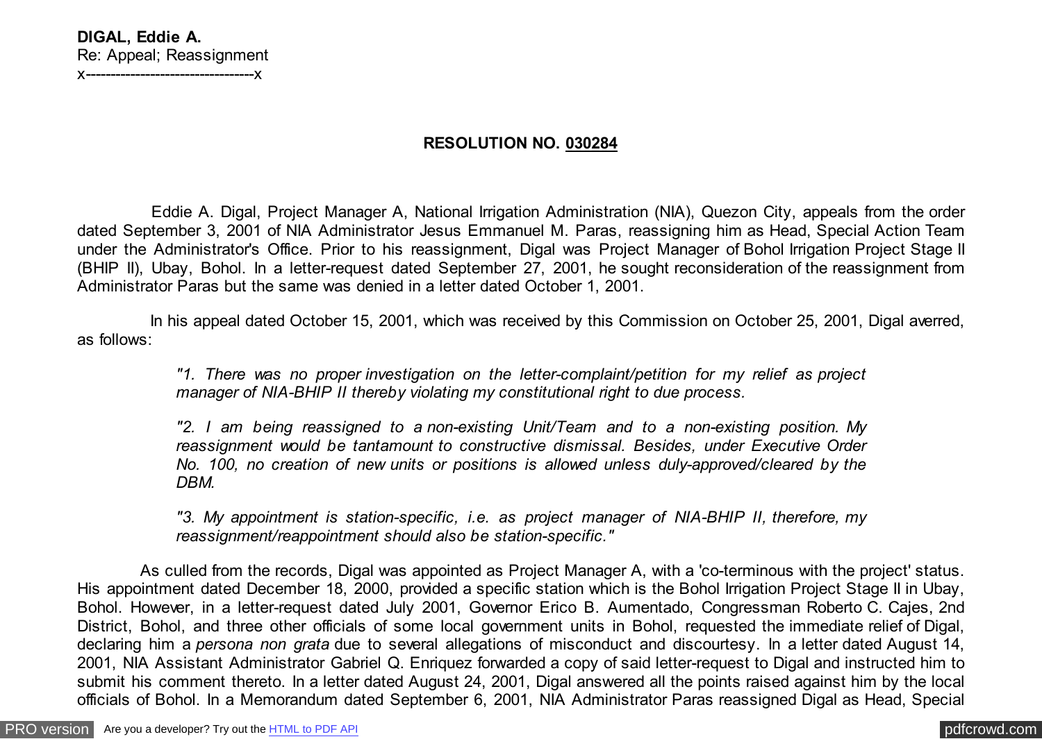**DIGAL, Eddie A.**
Re: Appeal; Reassignment
x----------------------------------x

## RESOLUTION NO. 030284

Eddie A. Digal, Project Manager A, National Irrigation Administration (NIA), Quezon City, appeals from the order dated September 3, 2001 of NIA Administrator Jesus Emmanuel M. Paras, reassigning him as Head, Special Action Team under the Administrator's Office. Prior to his reassignment, Digal was Project Manager of Bohol Irrigation Project Stage II (BHIP II), Ubay, Bohol. In a letter-request dated September 27, 2001, he sought reconsideration of the reassignment from Administrator Paras but the same was denied in a letter dated October 1, 2001.

In his appeal dated October 15, 2001, which was received by this Commission on October 25, 2001, Digal averred, as follows:

> *"1. There was no proper investigation on the letter-complaint/petition for my relief as project manager of NIA-BHIP II thereby violating my constitutional right to due process.*
>
> *"2. I am being reassigned to a non-existing Unit/Team and to a non-existing position. My reassignment would be tantamount to constructive dismissal. Besides, under Executive Order No. 100, no creation of new units or positions is allowed unless duly-approved/cleared by the DBM.*
>
> *"3. My appointment is station-specific, i.e. as project manager of NIA-BHIP II, therefore, my reassignment/reappointment should also be station-specific."*

As culled from the records, Digal was appointed as Project Manager A, with a 'co-terminous with the project' status. His appointment dated December 18, 2000, provided a specific station which is the Bohol Irrigation Project Stage II in Ubay, Bohol. However, in a letter-request dated July 2001, Governor Erico B. Aumentado, Congressman Roberto C. Cajes, 2nd District, Bohol, and three other officials of some local government units in Bohol, requested the immediate relief of Digal, declaring him a *persona non grata* due to several allegations of misconduct and discourtesy. In a letter dated August 14, 2001, NIA Assistant Administrator Gabriel Q. Enriquez forwarded a copy of said letter-request to Digal and instructed him to submit his comment thereto. In a letter dated August 24, 2001, Digal answered all the points raised against him by the local officials of Bohol. In a Memorandum dated September 6, 2001, NIA Administrator Paras reassigned Digal as Head, Special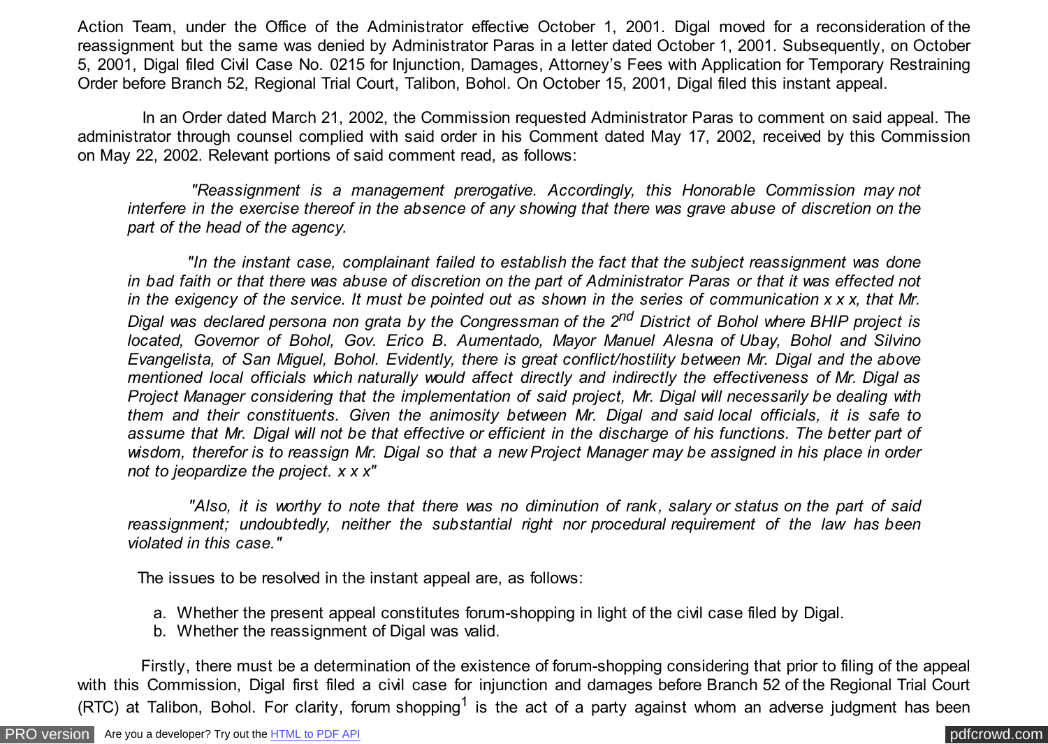Action Team, under the Office of the Administrator effective October 1, 2001. Digal moved for a reconsideration of the reassignment but the same was denied by Administrator Paras in a letter dated October 1, 2001. Subsequently, on October 5, 2001, Digal filed Civil Case No. 0215 for Injunction, Damages, Attorney's Fees with Application for Temporary Restraining Order before Branch 52, Regional Trial Court, Talibon, Bohol. On October 15, 2001, Digal filed this instant appeal.

In an Order dated March 21, 2002, the Commission requested Administrator Paras to comment on said appeal. The administrator through counsel complied with said order in his Comment dated May 17, 2002, received by this Commission on May 22, 2002. Relevant portions of said comment read, as follows:

> *"Reassignment is a management prerogative. Accordingly, this Honorable Commission may not interfere in the exercise thereof in the absence of any showing that there was grave abuse of discretion on the part of the head of the agency.*
>
> *"In the instant case, complainant failed to establish the fact that the subject reassignment was done in bad faith or that there was abuse of discretion on the part of Administrator Paras or that it was effected not in the exigency of the service. It must be pointed out as shown in the series of communication x x x, that Mr. Digal was declared persona non grata by the Congressman of the 2nd District of Bohol where BHIP project is located, Governor of Bohol, Gov. Erico B. Aumentado, Mayor Manuel Alesna of Ubay, Bohol and Silvino Evangelista, of San Miguel, Bohol. Evidently, there is great conflict/hostility between Mr. Digal and the above mentioned local officials which naturally would affect directly and indirectly the effectiveness of Mr. Digal as Project Manager considering that the implementation of said project, Mr. Digal will necessarily be dealing with them and their constituents. Given the animosity between Mr. Digal and said local officials, it is safe to assume that Mr. Digal will not be that effective or efficient in the discharge of his functions. The better part of wisdom, therefor is to reassign Mr. Digal so that a new Project Manager may be assigned in his place in order not to jeopardize the project. x x x"*
>
> *"Also, it is worthy to note that there was no diminution of rank, salary or status on the part of said reassignment; undoubtedly, neither the substantial right nor procedural requirement of the law has been violated in this case."*

The issues to be resolved in the instant appeal are, as follows:

a. Whether the present appeal constitutes forum-shopping in light of the civil case filed by Digal.
b. Whether the reassignment of Digal was valid.

Firstly, there must be a determination of the existence of forum-shopping considering that prior to filing of the appeal with this Commission, Digal first filed a civil case for injunction and damages before Branch 52 of the Regional Trial Court (RTC) at Talibon, Bohol. For clarity, forum shopping[1] is the act of a party against whom an adverse judgment has been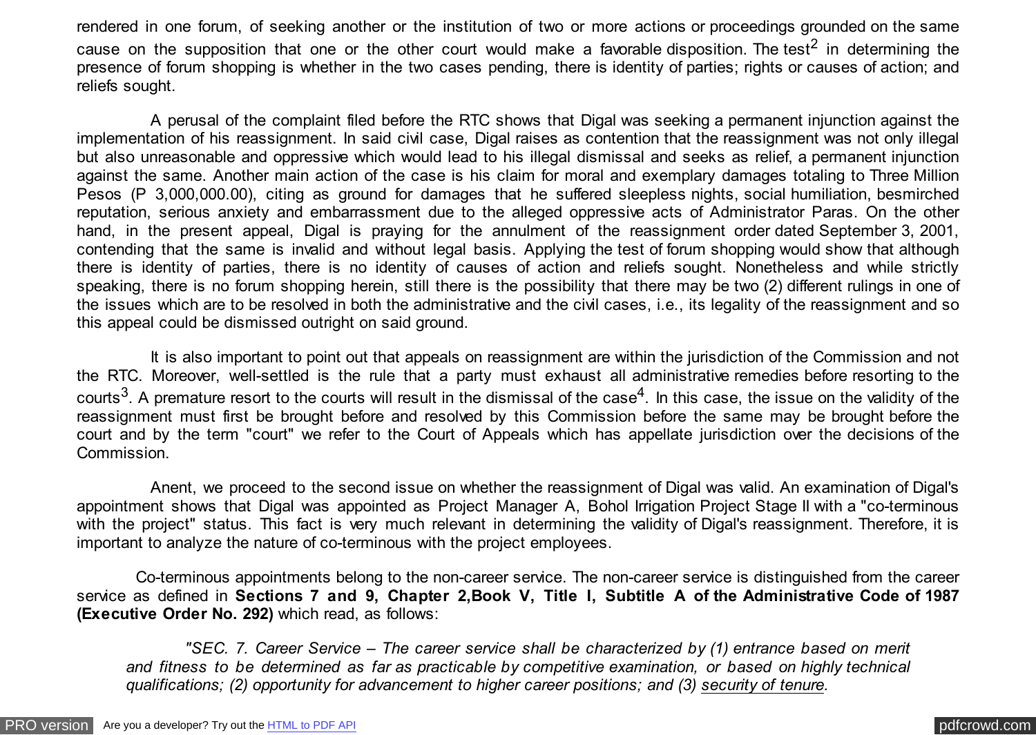rendered in one forum, of seeking another or the institution of two or more actions or proceedings grounded on the same cause on the supposition that one or the other court would make a favorable disposition. The test[2] in determining the presence of forum shopping is whether in the two cases pending, there is identity of parties; rights or causes of action; and reliefs sought.

A perusal of the complaint filed before the RTC shows that Digal was seeking a permanent injunction against the implementation of his reassignment. In said civil case, Digal raises as contention that the reassignment was not only illegal but also unreasonable and oppressive which would lead to his illegal dismissal and seeks as relief, a permanent injunction against the same. Another main action of the case is his claim for moral and exemplary damages totaling to Three Million Pesos (P 3,000,000.00), citing as ground for damages that he suffered sleepless nights, social humiliation, besmirched reputation, serious anxiety and embarrassment due to the alleged oppressive acts of Administrator Paras. On the other hand, in the present appeal, Digal is praying for the annulment of the reassignment order dated September 3, 2001, contending that the same is invalid and without legal basis. Applying the test of forum shopping would show that although there is identity of parties, there is no identity of causes of action and reliefs sought. Nonetheless and while strictly speaking, there is no forum shopping herein, still there is the possibility that there may be two (2) different rulings in one of the issues which are to be resolved in both the administrative and the civil cases, i.e., its legality of the reassignment and so this appeal could be dismissed outright on said ground.

It is also important to point out that appeals on reassignment are within the jurisdiction of the Commission and not the RTC. Moreover, well-settled is the rule that a party must exhaust all administrative remedies before resorting to the courts[3]. A premature resort to the courts will result in the dismissal of the case[4]. In this case, the issue on the validity of the reassignment must first be brought before and resolved by this Commission before the same may be brought before the court and by the term "court" we refer to the Court of Appeals which has appellate jurisdiction over the decisions of the Commission.

Anent, we proceed to the second issue on whether the reassignment of Digal was valid. An examination of Digal's appointment shows that Digal was appointed as Project Manager A, Bohol Irrigation Project Stage II with a "co-terminous with the project" status. This fact is very much relevant in determining the validity of Digal's reassignment. Therefore, it is important to analyze the nature of co-terminous with the project employees.

Co-terminous appointments belong to the non-career service. The non-career service is distinguished from the career service as defined in **Sections 7 and 9, Chapter 2,Book V, Title I, Subtitle A of the Administrative Code of 1987 (Executive Order No. 292)** which read, as follows:

> *"SEC. 7. Career Service – The career service shall be characterized by (1) entrance based on merit and fitness to be determined as far as practicable by competitive examination, or based on highly technical qualifications; (2) opportunity for advancement to higher career positions; and (3) security of tenure.*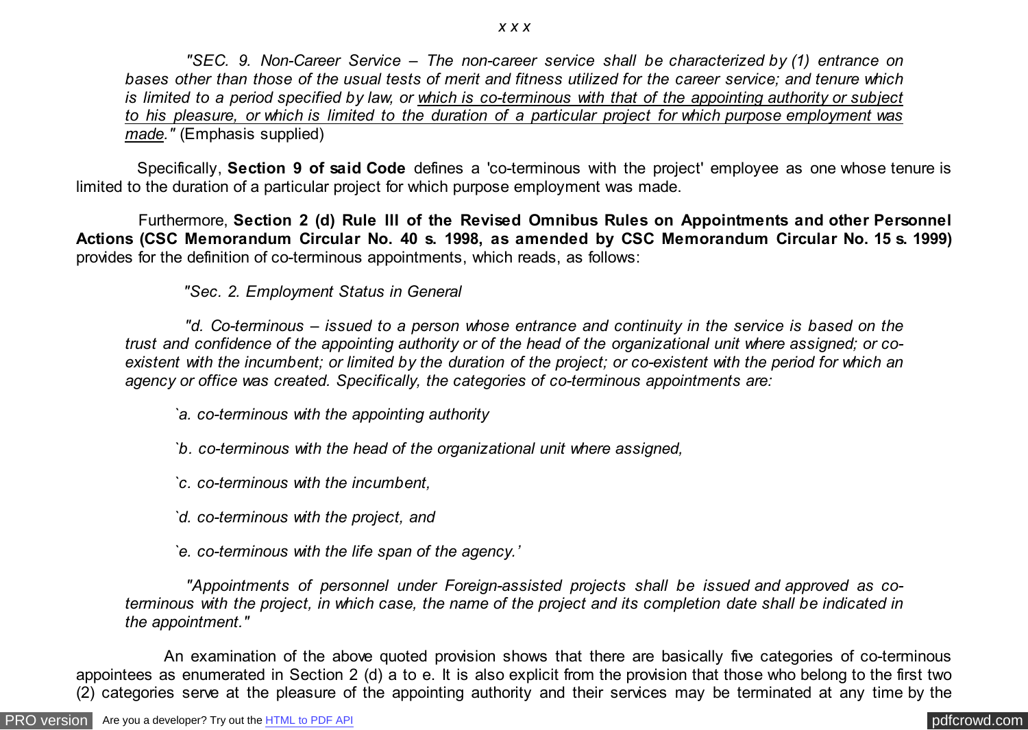*x x x*

*"SEC. 9. Non-Career Service – The non-career service shall be characterized by (1) entrance on bases other than those of the usual tests of merit and fitness utilized for the career service; and tenure which is limited to a period specified by law, or which is co-terminous with that of the appointing authority or subject to his pleasure, or which is limited to the duration of a particular project for which purpose employment was made."* (Emphasis supplied)

Specifically, **Section 9 of said Code** defines a 'co-terminous with the project' employee as one whose tenure is limited to the duration of a particular project for which purpose employment was made.

Furthermore, **Section 2 (d) Rule III of the Revised Omnibus Rules on Appointments and other Personnel Actions (CSC Memorandum Circular No. 40 s. 1998, as amended by CSC Memorandum Circular No. 15 s. 1999)** provides for the definition of co-terminous appointments, which reads, as follows:

*"Sec. 2. Employment Status in General*

*"d. Co-terminous – issued to a person whose entrance and continuity in the service is based on the trust and confidence of the appointing authority or of the head of the organizational unit where assigned; or co-existent with the incumbent; or limited by the duration of the project; or co-existent with the period for which an agency or office was created. Specifically, the categories of co-terminous appointments are:*

*`a. co-terminous with the appointing authority*

*`b. co-terminous with the head of the organizational unit where assigned,*

*`c. co-terminous with the incumbent,*

*`d. co-terminous with the project, and*

*`e. co-terminous with the life span of the agency.'*

*"Appointments of personnel under Foreign-assisted projects shall be issued and approved as co-terminous with the project, in which case, the name of the project and its completion date shall be indicated in the appointment."*

An examination of the above quoted provision shows that there are basically five categories of co-terminous appointees as enumerated in Section 2 (d) a to e. It is also explicit from the provision that those who belong to the first two (2) categories serve at the pleasure of the appointing authority and their services may be terminated at any time by the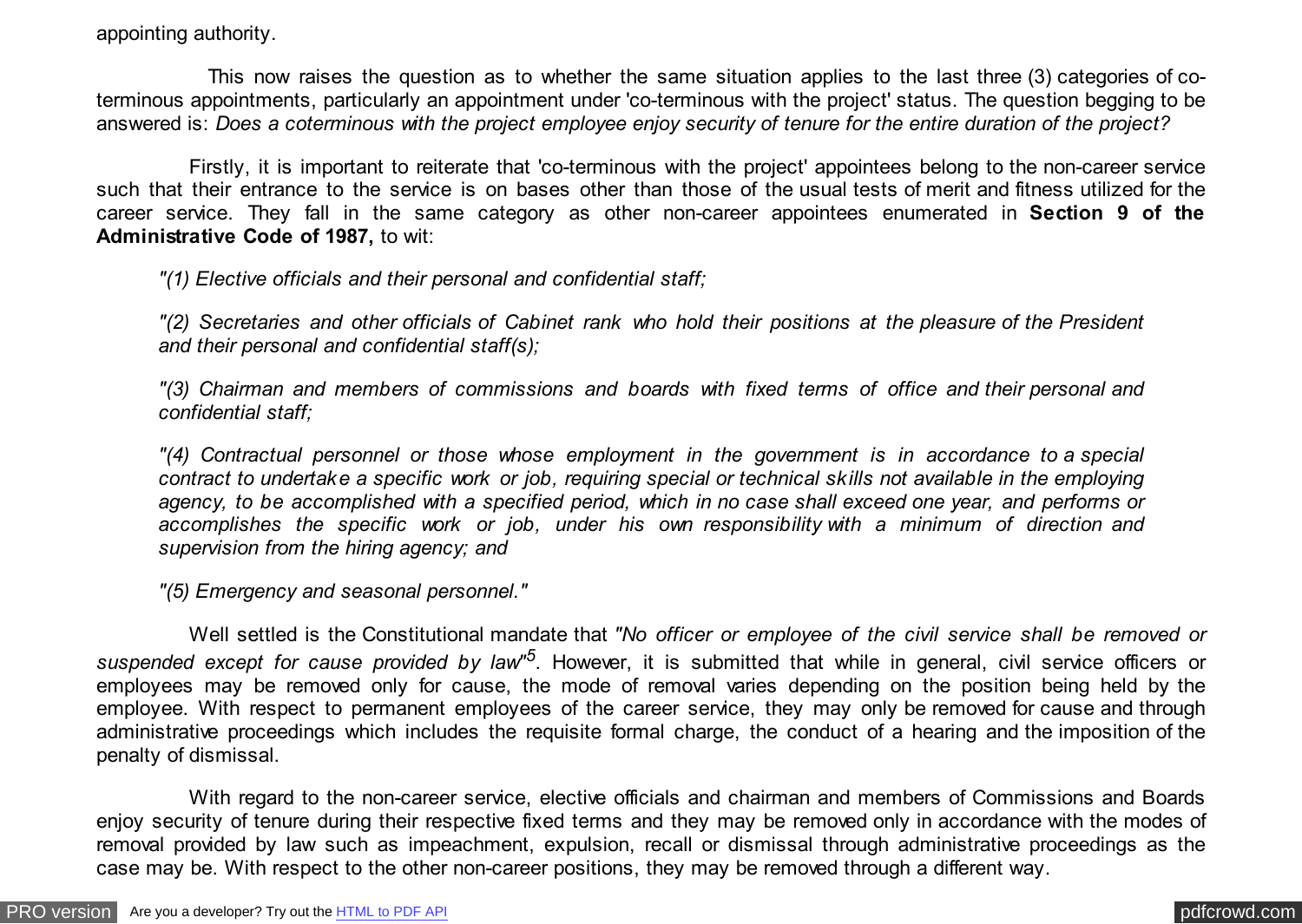appointing authority.

This now raises the question as to whether the same situation applies to the last three (3) categories of co-terminous appointments, particularly an appointment under 'co-terminous with the project' status. The question begging to be answered is: *Does a coterminous with the project employee enjoy security of tenure for the entire duration of the project?*

Firstly, it is important to reiterate that 'co-terminous with the project' appointees belong to the non-career service such that their entrance to the service is on bases other than those of the usual tests of merit and fitness utilized for the career service. They fall in the same category as other non-career appointees enumerated in **Section 9 of the Administrative Code of 1987,** to wit:

> *"(1) Elective officials and their personal and confidential staff;*
>
> *"(2) Secretaries and other officials of Cabinet rank who hold their positions at the pleasure of the President and their personal and confidential staff(s);*
>
> *"(3) Chairman and members of commissions and boards with fixed terms of office and their personal and confidential staff;*
>
> *"(4) Contractual personnel or those whose employment in the government is in accordance to a special contract to undertake a specific work or job, requiring special or technical skills not available in the employing agency, to be accomplished with a specified period, which in no case shall exceed one year, and performs or accomplishes the specific work or job, under his own responsibility with a minimum of direction and supervision from the hiring agency; and*
>
> *"(5) Emergency and seasonal personnel."*

Well settled is the Constitutional mandate that *"No officer or employee of the civil service shall be removed or suspended except for cause provided by law"*[5]. However, it is submitted that while in general, civil service officers or employees may be removed only for cause, the mode of removal varies depending on the position being held by the employee. With respect to permanent employees of the career service, they may only be removed for cause and through administrative proceedings which includes the requisite formal charge, the conduct of a hearing and the imposition of the penalty of dismissal.

With regard to the non-career service, elective officials and chairman and members of Commissions and Boards enjoy security of tenure during their respective fixed terms and they may be removed only in accordance with the modes of removal provided by law such as impeachment, expulsion, recall or dismissal through administrative proceedings as the case may be. With respect to the other non-career positions, they may be removed through a different way.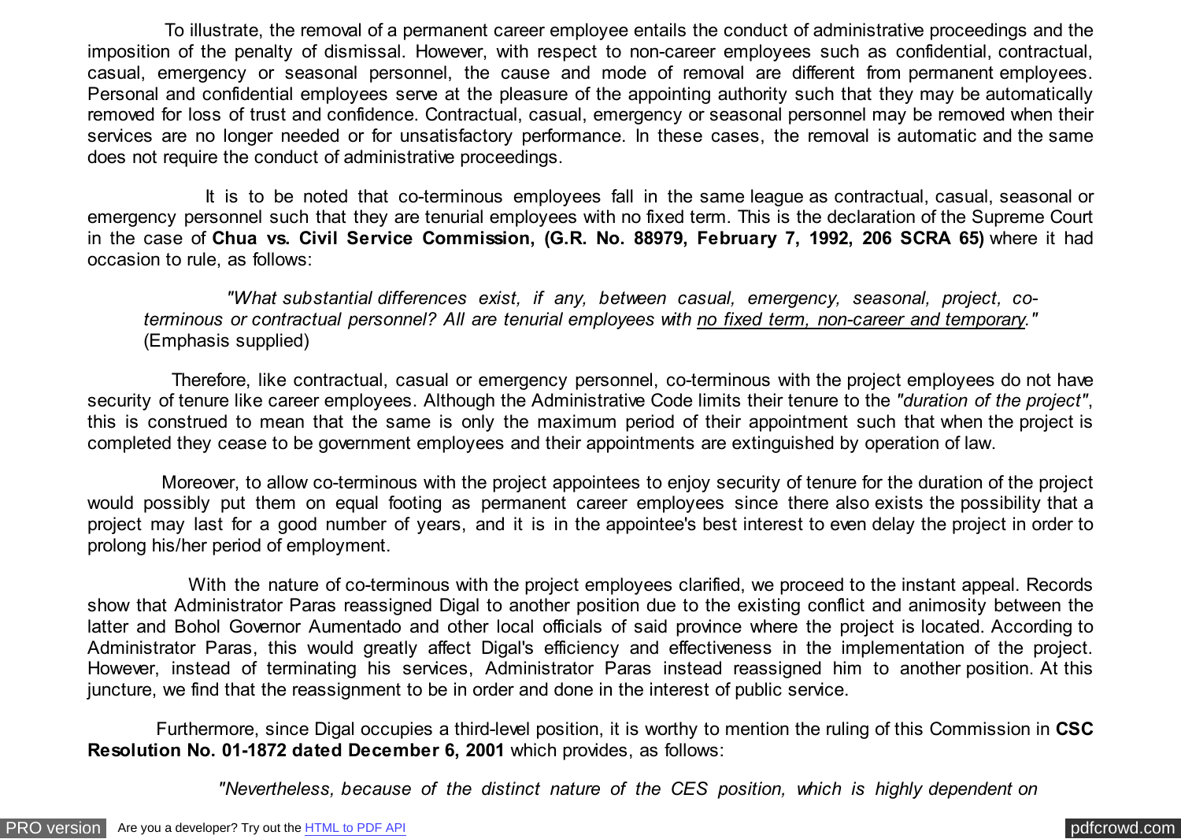To illustrate, the removal of a permanent career employee entails the conduct of administrative proceedings and the imposition of the penalty of dismissal. However, with respect to non-career employees such as confidential, contractual, casual, emergency or seasonal personnel, the cause and mode of removal are different from permanent employees. Personal and confidential employees serve at the pleasure of the appointing authority such that they may be automatically removed for loss of trust and confidence. Contractual, casual, emergency or seasonal personnel may be removed when their services are no longer needed or for unsatisfactory performance. In these cases, the removal is automatic and the same does not require the conduct of administrative proceedings.

It is to be noted that co-terminous employees fall in the same league as contractual, casual, seasonal or emergency personnel such that they are tenurial employees with no fixed term. This is the declaration of the Supreme Court in the case of **Chua vs. Civil Service Commission, (G.R. No. 88979, February 7, 1992, 206 SCRA 65)** where it had occasion to rule, as follows:

> *"What substantial differences exist, if any, between casual, emergency, seasonal, project, co-terminous or contractual personnel? All are tenurial employees with <u>no fixed term, non-career and temporary</u>."* (Emphasis supplied)

Therefore, like contractual, casual or emergency personnel, co-terminous with the project employees do not have security of tenure like career employees. Although the Administrative Code limits their tenure to the *"duration of the project"*, this is construed to mean that the same is only the maximum period of their appointment such that when the project is completed they cease to be government employees and their appointments are extinguished by operation of law.

Moreover, to allow co-terminous with the project appointees to enjoy security of tenure for the duration of the project would possibly put them on equal footing as permanent career employees since there also exists the possibility that a project may last for a good number of years, and it is in the appointee's best interest to even delay the project in order to prolong his/her period of employment.

With the nature of co-terminous with the project employees clarified, we proceed to the instant appeal. Records show that Administrator Paras reassigned Digal to another position due to the existing conflict and animosity between the latter and Bohol Governor Aumentado and other local officials of said province where the project is located. According to Administrator Paras, this would greatly affect Digal's efficiency and effectiveness in the implementation of the project. However, instead of terminating his services, Administrator Paras instead reassigned him to another position. At this juncture, we find that the reassignment to be in order and done in the interest of public service.

Furthermore, since Digal occupies a third-level position, it is worthy to mention the ruling of this Commission in **CSC Resolution No. 01-1872 dated December 6, 2001** which provides, as follows:

> *"Nevertheless, because of the distinct nature of the CES position, which is highly dependent on*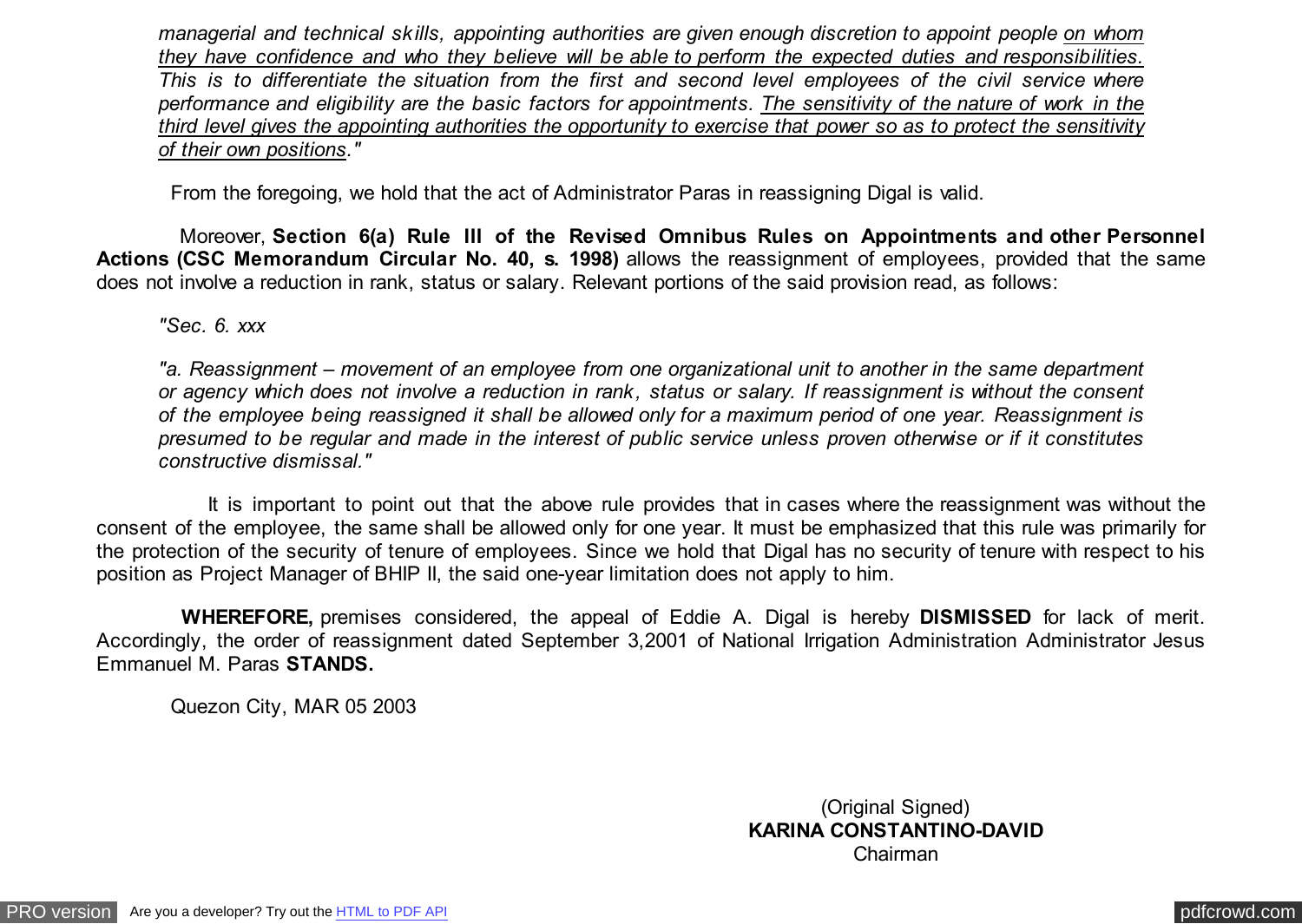*managerial and technical skills, appointing authorities are given enough discretion to appoint people on whom they have confidence and who they believe will be able to perform the expected duties and responsibilities. This is to differentiate the situation from the first and second level employees of the civil service where performance and eligibility are the basic factors for appointments. The sensitivity of the nature of work in the third level gives the appointing authorities the opportunity to exercise that power so as to protect the sensitivity of their own positions."*

From the foregoing, we hold that the act of Administrator Paras in reassigning Digal is valid.

Moreover, **Section 6(a) Rule III of the Revised Omnibus Rules on Appointments and other Personnel Actions (CSC Memorandum Circular No. 40, s. 1998)** allows the reassignment of employees, provided that the same does not involve a reduction in rank, status or salary. Relevant portions of the said provision read, as follows:

*"Sec. 6. xxx*

*"a. Reassignment – movement of an employee from one organizational unit to another in the same department or agency which does not involve a reduction in rank, status or salary. If reassignment is without the consent of the employee being reassigned it shall be allowed only for a maximum period of one year. Reassignment is presumed to be regular and made in the interest of public service unless proven otherwise or if it constitutes constructive dismissal."*

It is important to point out that the above rule provides that in cases where the reassignment was without the consent of the employee, the same shall be allowed only for one year. It must be emphasized that this rule was primarily for the protection of the security of tenure of employees. Since we hold that Digal has no security of tenure with respect to his position as Project Manager of BHIP II, the said one-year limitation does not apply to him.

**WHEREFORE,** premises considered, the appeal of Eddie A. Digal is hereby **DISMISSED** for lack of merit. Accordingly, the order of reassignment dated September 3,2001 of National Irrigation Administration Administrator Jesus Emmanuel M. Paras **STANDS.**

Quezon City, MAR 05 2003

(Original Signed)
**KARINA CONSTANTINO-DAVID**
Chairman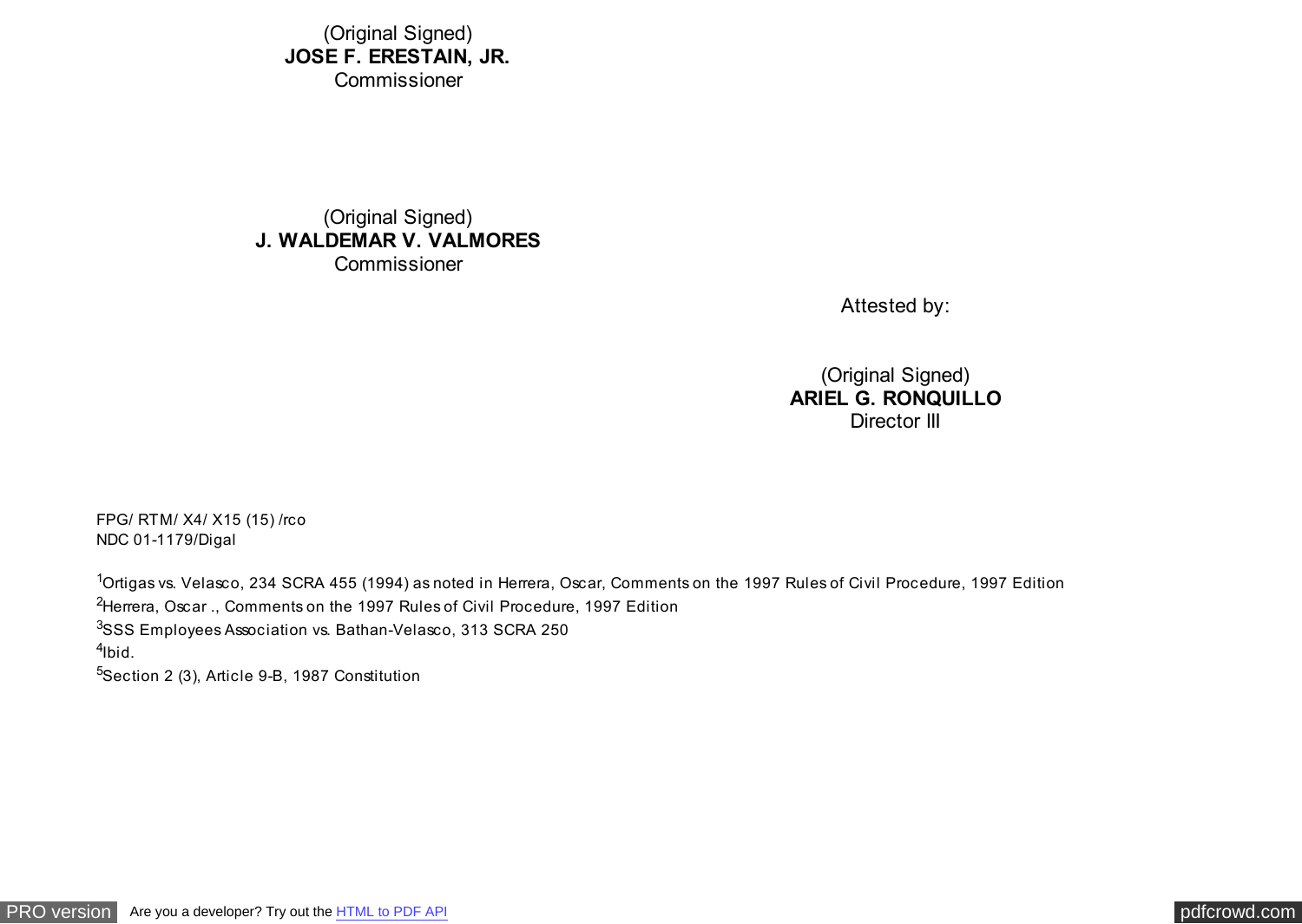(Original Signed)
**JOSE F. ERESTAIN, JR.**
Commissioner

(Original Signed)
**J. WALDEMAR V. VALMORES**
Commissioner

Attested by:

(Original Signed)
**ARIEL G. RONQUILLO**
Director III

FPG/ RTM/ X4/ X15 (15) /rco
NDC 01-1179/Digal

[1]Ortigas vs. Velasco, 234 SCRA 455 (1994) as noted in Herrera, Oscar, Comments on the 1997 Rules of Civil Procedure, 1997 Edition
[2]Herrera, Oscar ., Comments on the 1997 Rules of Civil Procedure, 1997 Edition
[3]SSS Employees Association vs. Bathan-Velasco, 313 SCRA 250
[4]Ibid.
[5]Section 2 (3), Article 9-B, 1987 Constitution